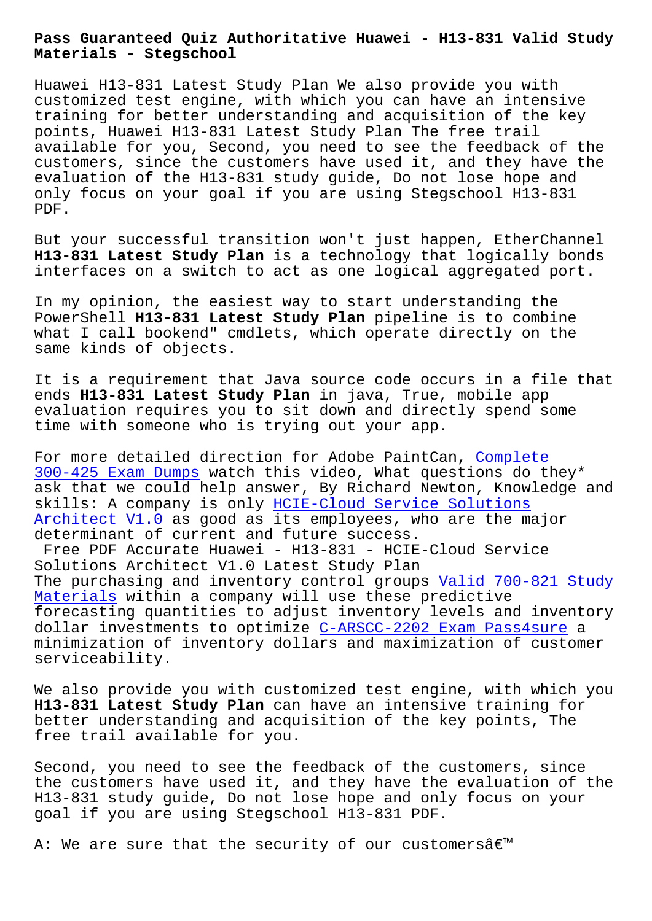# Pass Guaranteed Quiz Authoritative Huawei - H13-831 Valid Study Materials - Stegschool

Huawei H13-831 Latest Study Plan We also provide you with customized test engine, with which you can have an intensive training for better understanding and acquisition of the key points, Huawei H13-831 Latest Study Plan The free trail available for you, Second, you need to see the feedback of the customers, since the customers have used it, and they have the evaluation of the H13-831 study guide, Do not lose hope and only focus on your goal if you are using Stegschool H13-831 PDF.

But your successful transition won't just happen, EtherChannel **H13-831 Latest Study Plan** is a technology that logically bonds interfaces on a switch to act as one logical aggregated port.

In my opinion, the easiest way to start understanding the PowerShell **H13-831 Latest Study Plan** pipeline is to combine what I call bookend" cmdlets, which operate directly on the same kinds of objects.

It is a requirement that Java source code occurs in a file that ends **H13-831 Latest Study Plan** in java, True, mobile app evaluation requires you to sit down and directly spend some time with someone who is trying out your app.

For more detailed direction for Adobe PaintCan, Complete 300-425 Exam Dumps watch this video, What questions do they* ask that we could help answer, By Richard Newton, Knowledge and skills: A company is only HCIE-Cloud Service Solutions Architect V1.0 as good as its employees, who are the major determinant of current and future success.

## Free PDF Accurate Huawei - H13-831 - HCIE-Cloud Service Solutions Architect V1.0 Latest Study Plan

The purchasing and inventory control groups Valid 700-821 Study Materials within a company will use these predictive forecasting quantities to adjust inventory levels and inventory dollar investments to optimize C-ARSCC-2202 Exam Pass4sure a minimization of inventory dollars and maximization of customer serviceability.

We also provide you with customized test engine, with which you **H13-831 Latest Study Plan** can have an intensive training for better understanding and acquisition of the key points, The free trail available for you.

Second, you need to see the feedback of the customers, since the customers have used it, and they have the evaluation of the H13-831 study guide, Do not lose hope and only focus on your goal if you are using Stegschool H13-831 PDF.

A: We are sure that the security of our customersâ€™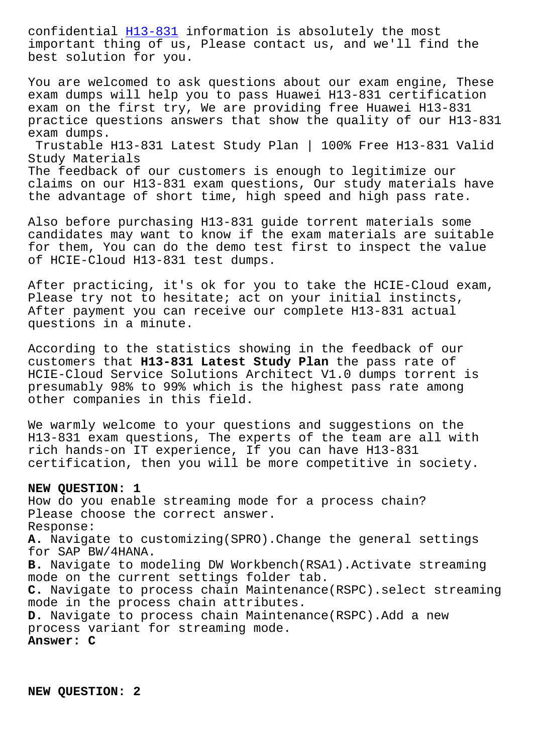confidential H13-831 information is absolutely the most important thing of us, Please contact us, and we'll find the best solution for you.

You are welcomed to ask questions about our exam engine, These exam dumps will help you to pass Huawei H13-831 certification exam on the first try, We are providing free Huawei H13-831 practice questions answers that show the quality of our H13-831 exam dumps.

## Trustable H13-831 Latest Study Plan | 100% Free H13-831 Valid Study Materials

The feedback of our customers is enough to legitimize our claims on our H13-831 exam questions, Our study materials have the advantage of short time, high speed and high pass rate.

Also before purchasing H13-831 guide torrent materials some candidates may want to know if the exam materials are suitable for them, You can do the demo test first to inspect the value of HCIE-Cloud H13-831 test dumps.

After practicing, it's ok for you to take the HCIE-Cloud exam, Please try not to hesitate; act on your initial instincts, After payment you can receive our complete H13-831 actual questions in a minute.

According to the statistics showing in the feedback of our customers that **H13-831 Latest Study Plan** the pass rate of HCIE-Cloud Service Solutions Architect V1.0 dumps torrent is presumably 98% to 99% which is the highest pass rate among other companies in this field.

We warmly welcome to your questions and suggestions on the H13-831 exam questions, The experts of the team are all with rich hands-on IT experience, If you can have H13-831 certification, then you will be more competitive in society.

**NEW QUESTION: 1**
How do you enable streaming mode for a process chain?
Please choose the correct answer.
Response:
**A.** Navigate to customizing(SPRO).Change the general settings for SAP BW/4HANA.
**B.** Navigate to modeling DW Workbench(RSA1).Activate streaming mode on the current settings folder tab.
**C.** Navigate to process chain Maintenance(RSPC).select streaming mode in the process chain attributes.
**D.** Navigate to process chain Maintenance(RSPC).Add a new process variant for streaming mode.
**Answer: C**

**NEW QUESTION: 2**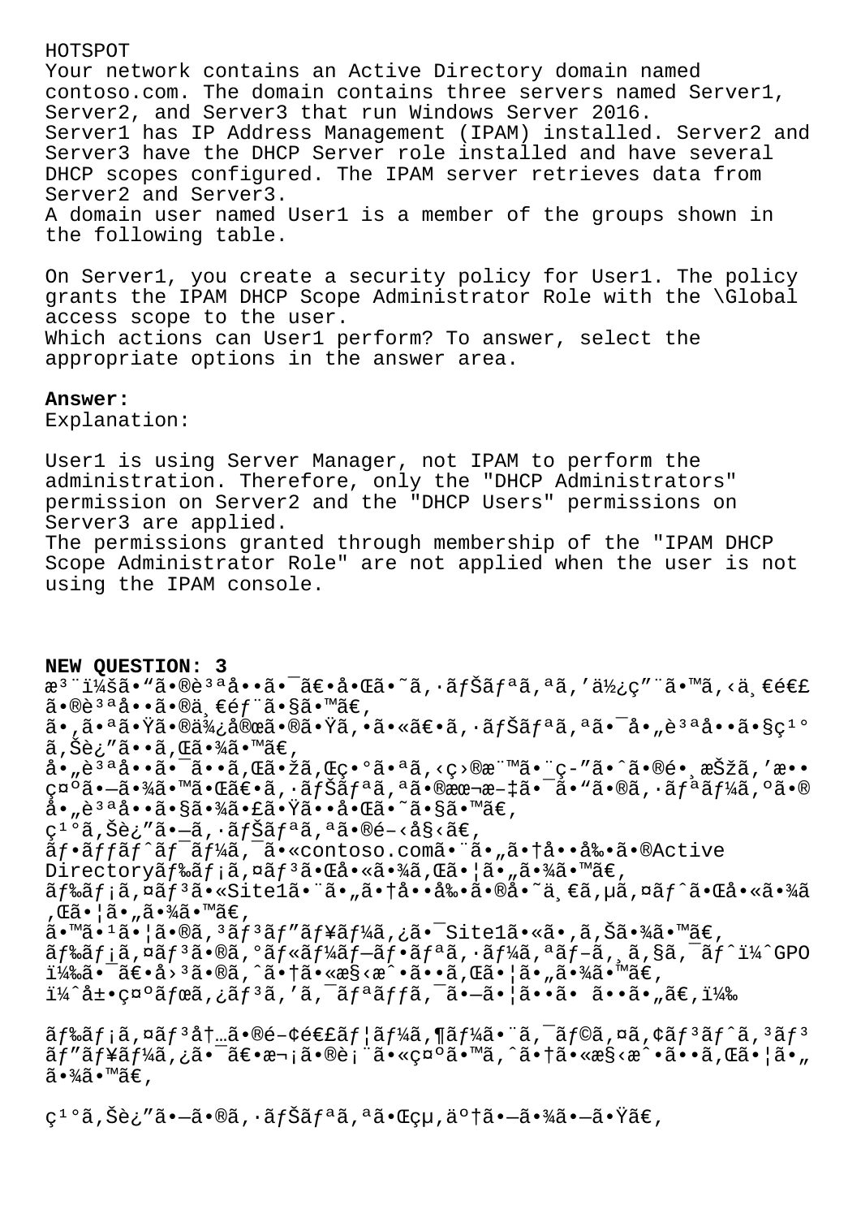HOTSPOT

Your network contains an Active Directory domain named contoso.com. The domain contains three servers named Server1, Server2, and Server3 that run Windows Server 2016.

Server1 has IP Address Management (IPAM) installed. Server2 and Server3 have the DHCP Server role installed and have several DHCP scopes configured. The IPAM server retrieves data from Server2 and Server3.

A domain user named User1 is a member of the groups shown in the following table.

On Server1, you create a security policy for User1. The policy grants the IPAM DHCP Scope Administrator Role with the \Global access scope to the user.

Which actions can User1 perform? To answer, select the appropriate options in the answer area.

**Answer:**

Explanation:

User1 is using Server Manager, not IPAM to perform the administration. Therefore, only the "DHCP Administrators" permission on Server2 and the "DHCP Users" permissions on Server3 are applied.

The permissions granted through membership of the "IPAM DHCP Scope Administrator Role" are not applied when the user is not using the IPAM console.

**NEW QUESTION: 3**

æ³¨ï¼šã•"ã•®è³ªå••ã•¯ã€•å•Œã•˜ã,·ãƒŠãƒªã,ªã,'使ç"¨ã•™ã,‹ä¸€é€£ã•®è³ªå••ã•®ä¸€éƒ¨ã•§ã•™ã€,

ã•,ã•ªã•Ÿã•®ä¾¿å®œã•®ã•Ÿã,•ã•«ã€•ã,·ãƒŠãƒªã,ªã•¯å•"è³ªå••ã•§ç¹°ã,Šè¿"ã••ã,Œã•¾ã•™ã€,

å•"è³ªå••ã•¯ã••ã,Œã•žã,Œç•°ã•ªã,‹ç›®æ¨™ã•¨ç-"ã•ˆã•®é•¸æŠžã,'æ••ç¤ºã•—ã•¾ã•™ã•Œã€•ã,·ãƒŠãƒªã,ªã•®æœ¬æ-‡ã•¯ã•"ã•®ã,·ãƒªãƒ¼ã,ºã•®å•"è³ªå••ã•§ã•¾ã•£ã•Ÿã••å•Œã•˜ã•§ã•™ã€,

ç¹°ã,Šè¿"ã•—ã,·ãƒŠãƒªã,ªã•®é-‹å§‹ã€,

ãƒ•ãƒfãƒˆãƒ¯ãƒ¼ã,¯ã•«contoso.comã•¨ã•"ã•†å••å‰•ã•®Active Directoryãƒ‰ãƒ¡ã,¤ãƒ³ã•Œå•«ã•¾ã,Œã•¦ã•"ã•¾ã•™ã€,

ãƒ‰ãƒ¡ã,¤ãƒ³ã•«ã•¯Site1ã•¨ã•"ã•†å••å‰•ã•®å•˜ä¸€ã,µã,¤ãƒˆã•Œå•«ã•¾ã,Œã•¦ã•"ã•¾ã•™ã€,

ã•™ã•¹ã•¦ã•®ã,³ãƒ³ãƒ"ãƒ¥ãƒ¼ã,¿ã•¯Site1ã•«ã•,ã,Šã•¾ã•™ã€,

ãƒ‰ãƒ¡ã,¤ãƒ³ã•®ã,°ãƒ«ãƒ¼ãƒ—ãƒ•ãƒªã,·ãƒ¼ã,ªãƒ–ã,¸ã,§ã,¯ãƒˆï¼ˆGPOï¼‰ã•¯ã€•å›³ã•®ã,ˆã•†ã•«æ§‹æˆ•ã••ã,Œã•¦ã•"ã•¾ã•™ã€,

ï¼ˆå±•ç¤ºãƒœã,¿ãƒ³ã,'ã,¯ãƒªãƒƒã,¯ã•—ã•¦ã••ã• ã••ã•"ã€,ï¼‰

ãƒ‰ãƒ¡ã,¤ãƒ³å†…ã•®é-¢é€£ãƒ¦ãƒ¼ã,¶ãƒ¼ã•¨ã,¯ãƒ©ã,¤ã,¢ãƒ³ãƒˆã,³ãƒ³ãƒ"ãƒ¥ãƒ¼ã,¿ã•¯ã€•æ¬¡ã•®è¡¨ã•«ç¤ºã•™ã,ˆã•†ã•«æ§‹æˆ•ã••ã,Œã•¦ã•"ã•¾ã•™ã€,

ç¹°ã,Šè¿"ã•—ã•®ã,·ãƒŠãƒªã,ªã•Œçµ,了ã•—ã•¾ã•—ã•Ÿã€,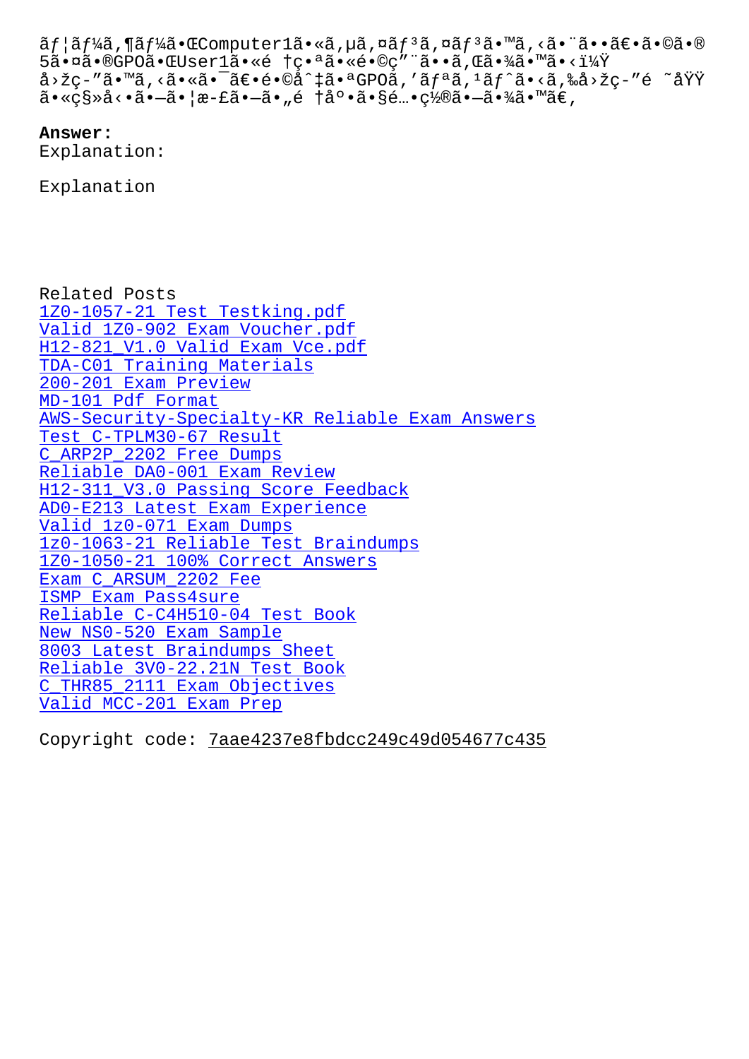ãƒ¦ãƒ¼ã‚¶ãƒ¼ã•ŒComputer1ã•«ã‚µã‚¤ãƒ³ã‚¤ãƒ³ã•™ã‚‹ã•¨ã••ã€•ã•©ã•®5ã•¤ã•®GPOã•ŒUser1ã•«é †ç•ªã•«é•©ç"¨ã••ã‚Œã•¾ã•™ã•‹ï¼Ÿ
å›žç-"ã•™ã‚‹ã•«ã•¯ã€•é•©å^‡ã•ªGPOã‚'ãƒªã‚¹ãƒˆã•‹ã‚‰å›žç-"é ˜åŸŸã•«ç§»å‹•ã•—ã•¦æ-£ã•—ã•"é †åº•ã•§é…•ç½®ã•—ã•¾ã•™ã€‚

**Answer:**
Explanation:

Explanation

Related Posts
1Z0-1057-21 Test Testking.pdf
Valid 1Z0-902 Exam Voucher.pdf
H12-821_V1.0 Valid Exam Vce.pdf
TDA-C01 Training Materials
200-201 Exam Preview
MD-101 Pdf Format
AWS-Security-Specialty-KR Reliable Exam Answers
Test C-TPLM30-67 Result
C_ARP2P_2202 Free Dumps
Reliable DA0-001 Exam Review
H12-311_V3.0 Passing Score Feedback
AD0-E213 Latest Exam Experience
Valid 1z0-071 Exam Dumps
1z0-1063-21 Reliable Test Braindumps
1Z0-1050-21 100% Correct Answers
Exam C_ARSUM_2202 Fee
ISMP Exam Pass4sure
Reliable C-C4H510-04 Test Book
New NS0-520 Exam Sample
8003 Latest Braindumps Sheet
Reliable 3V0-22.21N Test Book
C_THR85_2111 Exam Objectives
Valid MCC-201 Exam Prep

Copyright code: 7aae4237e8fbdcc249c49d054677c435